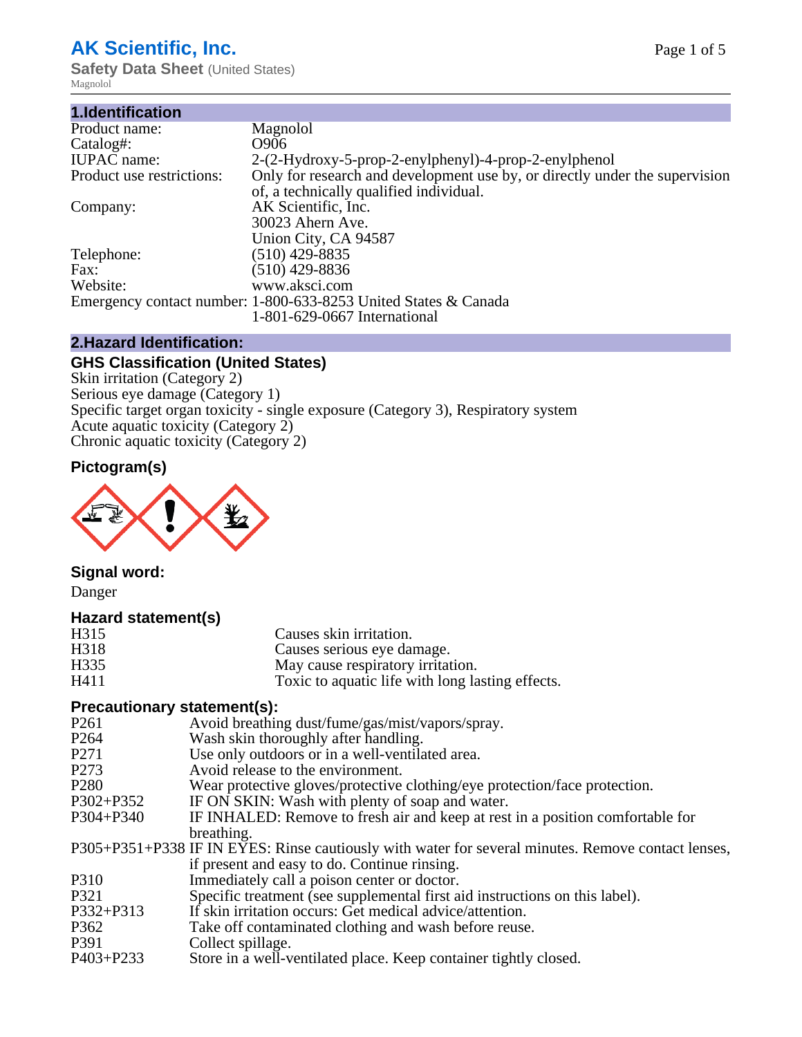# AK Scientific, Inc.

**Safety Data Sheet** (United States)

Magnolol

## 1.Identification

| | |
|---|---|
| Product name: | Magnolol |
| Catalog#: | O906 |
| IUPAC name: | 2-(2-Hydroxy-5-prop-2-enylphenyl)-4-prop-2-enylphenol |
| Product use restrictions: | Only for research and development use by, or directly under the supervision of, a technically qualified individual. |
| Company: | AK Scientific, Inc.<br>30023 Ahern Ave.<br>Union City, CA 94587 |
| Telephone: | (510) 429-8835 |
| Fax: | (510) 429-8836 |
| Website: | www.aksci.com |
| Emergency contact number: | 1-800-633-8253 United States & Canada<br>1-801-629-0667 International |

## 2.Hazard Identification:

### GHS Classification (United States)

Skin irritation (Category 2)
Serious eye damage (Category 1)
Specific target organ toxicity - single exposure (Category 3), Respiratory system
Acute aquatic toxicity (Category 2)
Chronic aquatic toxicity (Category 2)

### Pictogram(s)

### Signal word:

Danger

### Hazard statement(s)

| | |
|---|---|
| H315 | Causes skin irritation. |
| H318 | Causes serious eye damage. |
| H335 | May cause respiratory irritation. |
| H411 | Toxic to aquatic life with long lasting effects. |

### Precautionary statement(s):

| | |
|---|---|
| P261 | Avoid breathing dust/fume/gas/mist/vapors/spray. |
| P264 | Wash skin thoroughly after handling. |
| P271 | Use only outdoors or in a well-ventilated area. |
| P273 | Avoid release to the environment. |
| P280 | Wear protective gloves/protective clothing/eye protection/face protection. |
| P302+P352 | IF ON SKIN: Wash with plenty of soap and water. |
| P304+P340 | IF INHALED: Remove to fresh air and keep at rest in a position comfortable for breathing. |
| P305+P351+P338 | IF IN EYES: Rinse cautiously with water for several minutes. Remove contact lenses, if present and easy to do. Continue rinsing. |
| P310 | Immediately call a poison center or doctor. |
| P321 | Specific treatment (see supplemental first aid instructions on this label). |
| P332+P313 | If skin irritation occurs: Get medical advice/attention. |
| P362 | Take off contaminated clothing and wash before reuse. |
| P391 | Collect spillage. |
| P403+P233 | Store in a well-ventilated place. Keep container tightly closed. |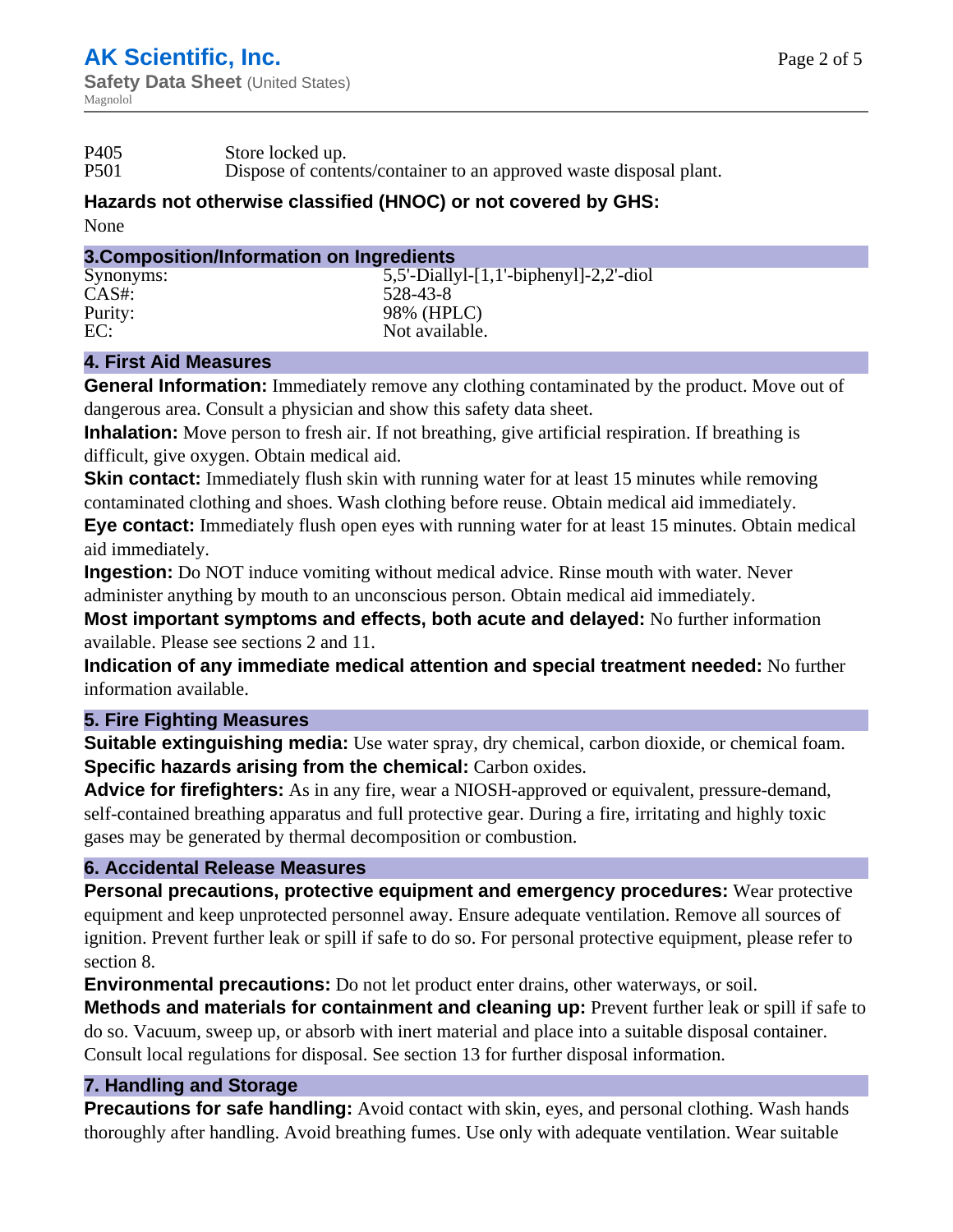P405 Store locked up.
P501 Dispose of contents/container to an approved waste disposal plant.

**Hazards not otherwise classified (HNOC) or not covered by GHS:**

None

## 3.Composition/Information on Ingredients

| | |
|---|---|
| Synonyms: | 5,5'-Diallyl-[1,1'-biphenyl]-2,2'-diol |
| CAS#: | 528-43-8 |
| Purity: | 98% (HPLC) |
| EC: | Not available. |

## 4. First Aid Measures

**General Information:** Immediately remove any clothing contaminated by the product. Move out of dangerous area. Consult a physician and show this safety data sheet.

**Inhalation:** Move person to fresh air. If not breathing, give artificial respiration. If breathing is difficult, give oxygen. Obtain medical aid.

**Skin contact:** Immediately flush skin with running water for at least 15 minutes while removing contaminated clothing and shoes. Wash clothing before reuse. Obtain medical aid immediately.

**Eye contact:** Immediately flush open eyes with running water for at least 15 minutes. Obtain medical aid immediately.

**Ingestion:** Do NOT induce vomiting without medical advice. Rinse mouth with water. Never administer anything by mouth to an unconscious person. Obtain medical aid immediately.

**Most important symptoms and effects, both acute and delayed:** No further information available. Please see sections 2 and 11.

**Indication of any immediate medical attention and special treatment needed:** No further information available.

## 5. Fire Fighting Measures

**Suitable extinguishing media:** Use water spray, dry chemical, carbon dioxide, or chemical foam.

**Specific hazards arising from the chemical:** Carbon oxides.

**Advice for firefighters:** As in any fire, wear a NIOSH-approved or equivalent, pressure-demand, self-contained breathing apparatus and full protective gear. During a fire, irritating and highly toxic gases may be generated by thermal decomposition or combustion.

## 6. Accidental Release Measures

**Personal precautions, protective equipment and emergency procedures:** Wear protective equipment and keep unprotected personnel away. Ensure adequate ventilation. Remove all sources of ignition. Prevent further leak or spill if safe to do so. For personal protective equipment, please refer to section 8.

**Environmental precautions:** Do not let product enter drains, other waterways, or soil.

**Methods and materials for containment and cleaning up:** Prevent further leak or spill if safe to do so. Vacuum, sweep up, or absorb with inert material and place into a suitable disposal container. Consult local regulations for disposal. See section 13 for further disposal information.

## 7. Handling and Storage

**Precautions for safe handling:** Avoid contact with skin, eyes, and personal clothing. Wash hands thoroughly after handling. Avoid breathing fumes. Use only with adequate ventilation. Wear suitable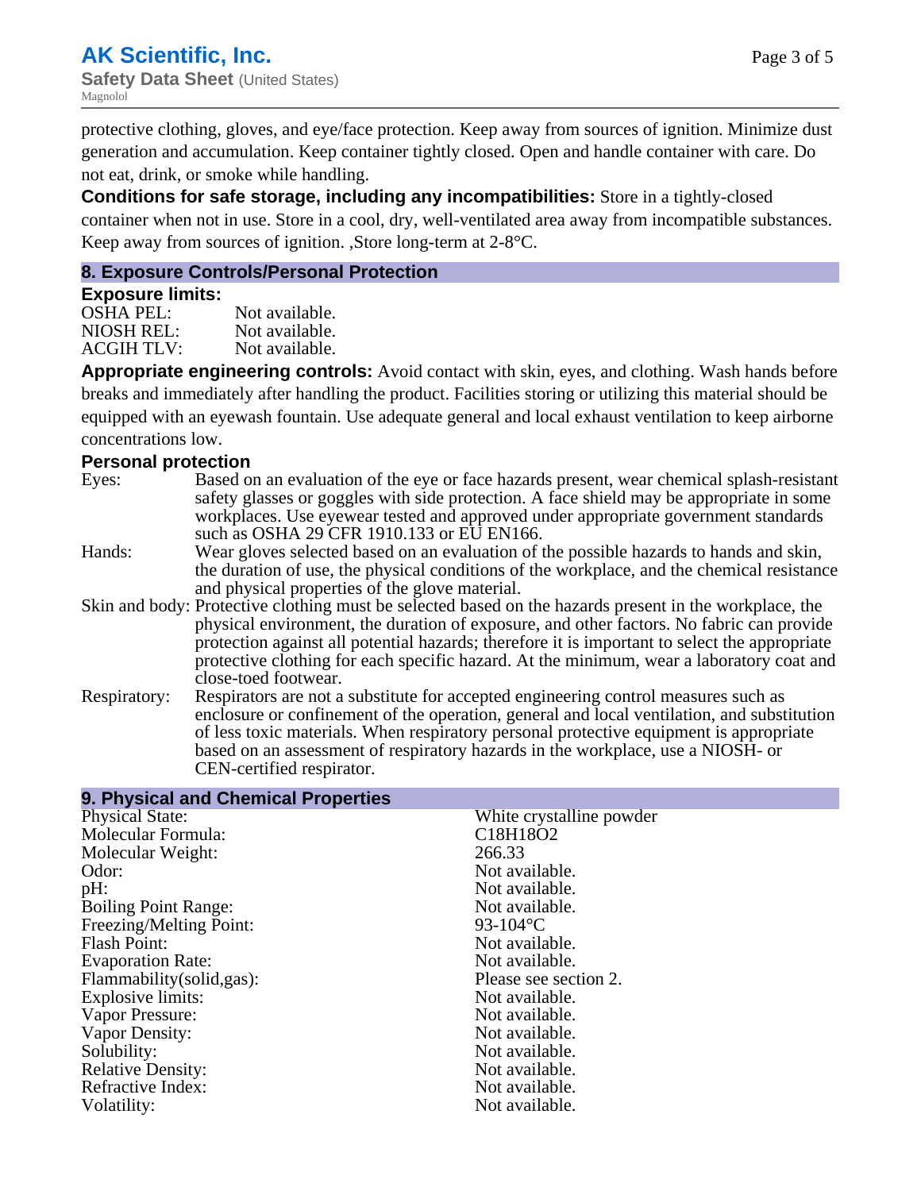protective clothing, gloves, and eye/face protection. Keep away from sources of ignition. Minimize dust generation and accumulation. Keep container tightly closed. Open and handle container with care. Do not eat, drink, or smoke while handling.

**Conditions for safe storage, including any incompatibilities:** Store in a tightly-closed container when not in use. Store in a cool, dry, well-ventilated area away from incompatible substances. Keep away from sources of ignition. ,Store long-term at 2-8°C.

## 8. Exposure Controls/Personal Protection

### Exposure limits:

| | |
|---|---|
| OSHA PEL: | Not available. |
| NIOSH REL: | Not available. |
| ACGIH TLV: | Not available. |

**Appropriate engineering controls:** Avoid contact with skin, eyes, and clothing. Wash hands before breaks and immediately after handling the product. Facilities storing or utilizing this material should be equipped with an eyewash fountain. Use adequate general and local exhaust ventilation to keep airborne concentrations low.

### Personal protection

| | |
|---|---|
| Eyes: | Based on an evaluation of the eye or face hazards present, wear chemical splash-resistant safety glasses or goggles with side protection. A face shield may be appropriate in some workplaces. Use eyewear tested and approved under appropriate government standards such as OSHA 29 CFR 1910.133 or EU EN166. |
| Hands: | Wear gloves selected based on an evaluation of the possible hazards to hands and skin, the duration of use, the physical conditions of the workplace, and the chemical resistance and physical properties of the glove material. |
| Skin and body: | Protective clothing must be selected based on the hazards present in the workplace, the physical environment, the duration of exposure, and other factors. No fabric can provide protection against all potential hazards; therefore it is important to select the appropriate protective clothing for each specific hazard. At the minimum, wear a laboratory coat and close-toed footwear. |
| Respiratory: | Respirators are not a substitute for accepted engineering control measures such as enclosure or confinement of the operation, general and local ventilation, and substitution of less toxic materials. When respiratory personal protective equipment is appropriate based on an assessment of respiratory hazards in the workplace, use a NIOSH- or CEN-certified respirator. |

## 9. Physical and Chemical Properties

| | |
|---|---|
| Physical State: | White crystalline powder |
| Molecular Formula: | C18H18O2 |
| Molecular Weight: | 266.33 |
| Odor: | Not available. |
| pH: | Not available. |
| Boiling Point Range: | Not available. |
| Freezing/Melting Point: | 93-104°C |
| Flash Point: | Not available. |
| Evaporation Rate: | Not available. |
| Flammability(solid,gas): | Please see section 2. |
| Explosive limits: | Not available. |
| Vapor Pressure: | Not available. |
| Vapor Density: | Not available. |
| Solubility: | Not available. |
| Relative Density: | Not available. |
| Refractive Index: | Not available. |
| Volatility: | Not available. |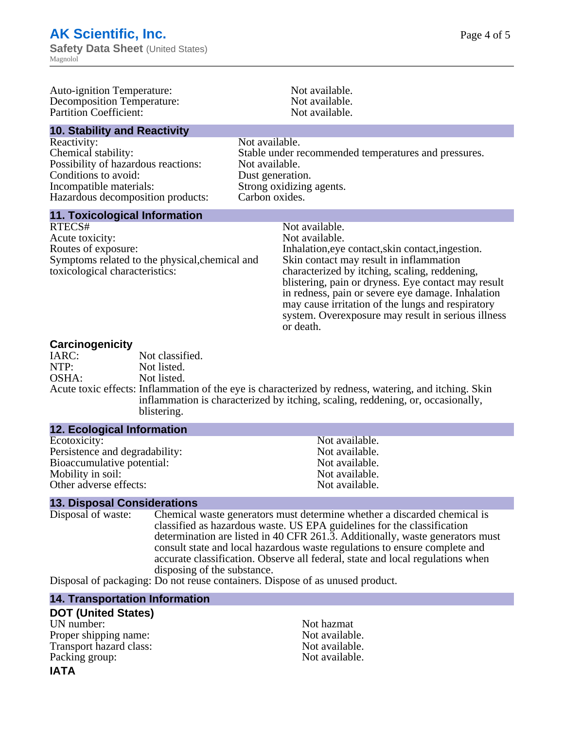| | |
|---|---|
| Auto-ignition Temperature: | Not available. |
| Decomposition Temperature: | Not available. |
| Partition Coefficient: | Not available. |

## 10. Stability and Reactivity

| | |
|---|---|
| Reactivity: | Not available. |
| Chemical stability: | Stable under recommended temperatures and pressures. |
| Possibility of hazardous reactions: | Not available. |
| Conditions to avoid: | Dust generation. |
| Incompatible materials: | Strong oxidizing agents. |
| Hazardous decomposition products: | Carbon oxides. |

## 11. Toxicological Information

| | |
|---|---|
| RTECS# | Not available. |
| Acute toxicity: | Not available. |
| Routes of exposure: | Inhalation,eye contact,skin contact,ingestion. |
| Symptoms related to the physical,chemical and toxicological characteristics: | Skin contact may result in inflammation characterized by itching, scaling, reddening, blistering, pain or dryness. Eye contact may result in redness, pain or severe eye damage. Inhalation may cause irritation of the lungs and respiratory system. Overexposure may result in serious illness or death. |

### Carcinogenicity

| | |
|---|---|
| IARC: | Not classified. |
| NTP: | Not listed. |
| OSHA: | Not listed. |
| Acute toxic effects: | Inflammation of the eye is characterized by redness, watering, and itching. Skin inflammation is characterized by itching, scaling, reddening, or, occasionally, blistering. |

## 12. Ecological Information

| | |
|---|---|
| Ecotoxicity: | Not available. |
| Persistence and degradability: | Not available. |
| Bioaccumulative potential: | Not available. |
| Mobility in soil: | Not available. |
| Other adverse effects: | Not available. |

## 13. Disposal Considerations

Disposal of waste: Chemical waste generators must determine whether a discarded chemical is classified as hazardous waste. US EPA guidelines for the classification determination are listed in 40 CFR 261.3. Additionally, waste generators must consult state and local hazardous waste regulations to ensure complete and accurate classification. Observe all federal, state and local regulations when disposing of the substance.

Disposal of packaging: Do not reuse containers. Dispose of as unused product.

## 14. Transportation Information

### DOT (United States)

| | |
|---|---|
| UN number: | Not hazmat |
| Proper shipping name: | Not available. |
| Transport hazard class: | Not available. |
| Packing group: | Not available. |

### IATA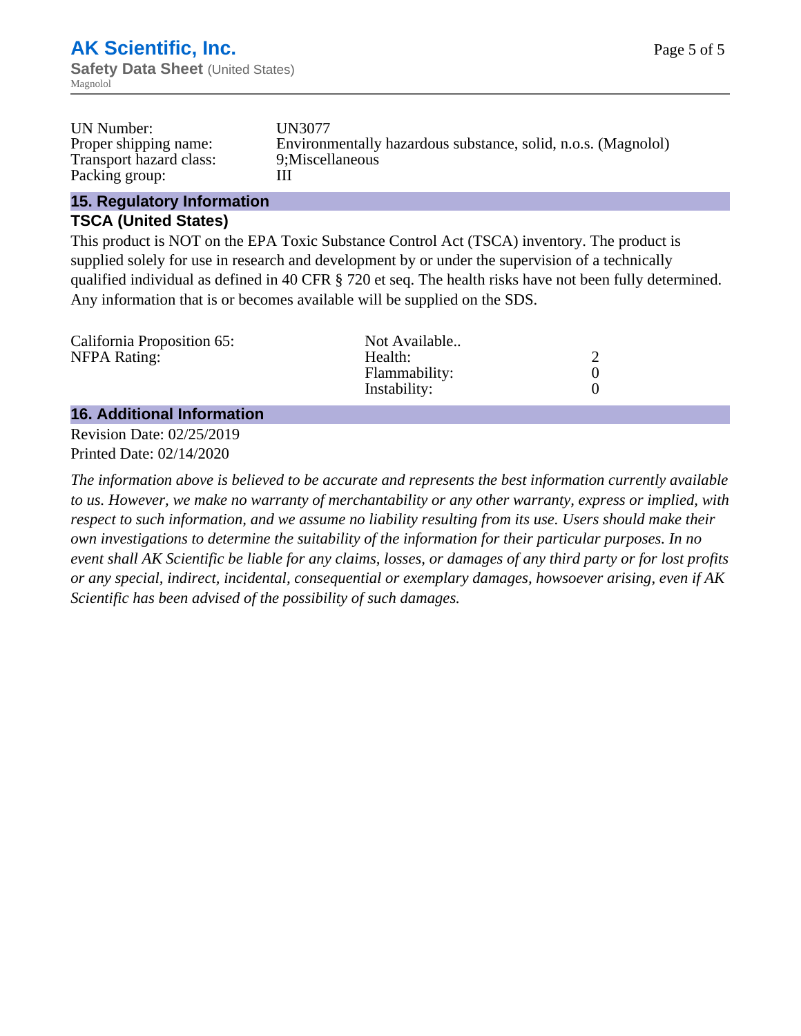| | |
|---|---|
| UN Number: | UN3077 |
| Proper shipping name: | Environmentally hazardous substance, solid, n.o.s. (Magnolol) |
| Transport hazard class: | 9;Miscellaneous |
| Packing group: | III |

## 15. Regulatory Information

### TSCA (United States)

This product is NOT on the EPA Toxic Substance Control Act (TSCA) inventory. The product is supplied solely for use in research and development by or under the supervision of a technically qualified individual as defined in 40 CFR § 720 et seq. The health risks have not been fully determined. Any information that is or becomes available will be supplied on the SDS.

| | | |
|---|---|---|
| California Proposition 65: | Not Available.. | |
| NFPA Rating: | Health: | 2 |
| | Flammability: | 0 |
| | Instability: | 0 |

## 16. Additional Information

Revision Date: 02/25/2019

Printed Date: 02/14/2020

*The information above is believed to be accurate and represents the best information currently available to us. However, we make no warranty of merchantability or any other warranty, express or implied, with respect to such information, and we assume no liability resulting from its use. Users should make their own investigations to determine the suitability of the information for their particular purposes. In no event shall AK Scientific be liable for any claims, losses, or damages of any third party or for lost profits or any special, indirect, incidental, consequential or exemplary damages, howsoever arising, even if AK Scientific has been advised of the possibility of such damages.*